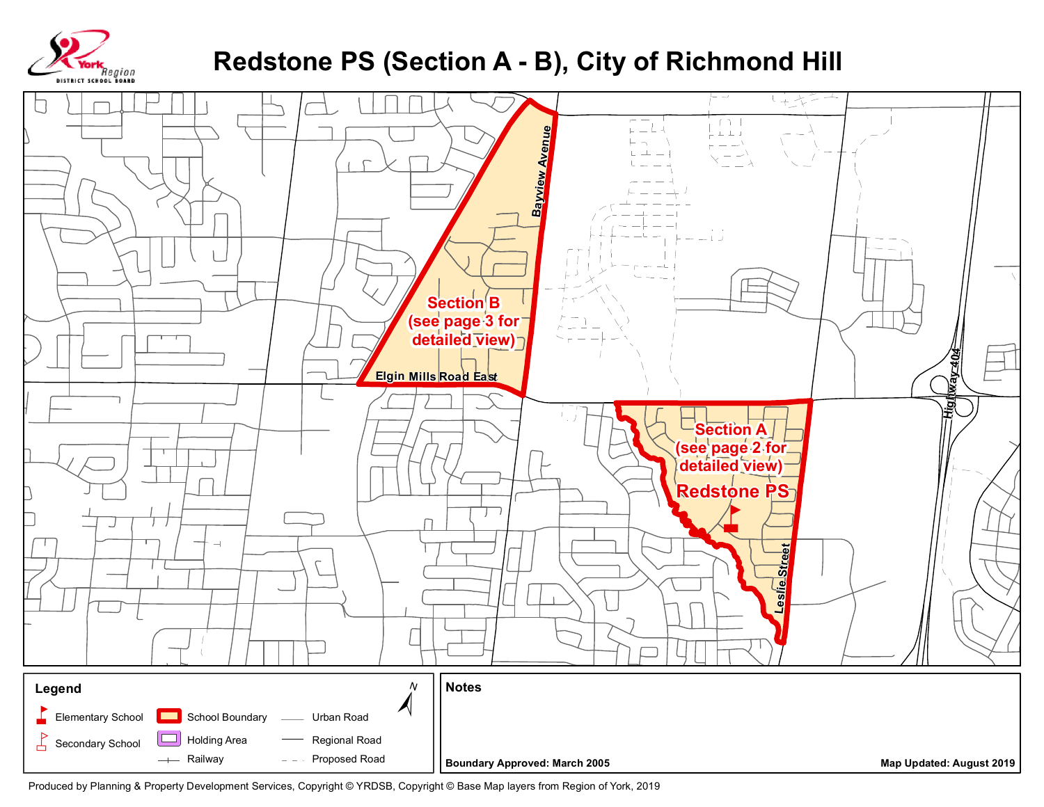# Redstone PS (Section A - B), City of Richmond Hill

Bayview Avenue

Section B
(see page 3 for detailed view)

Elgin Mills Road East

Section A
(see page 2 for detailed view)

Redstone PS

Leslie Street

Highway 404

**Legend**

- Elementary School
- Secondary School
- School Boundary
- Holding Area
- Railway
- Urban Road
- Regional Road
- Proposed Road

N

**Notes**

**Boundary Approved: March 2005**

**Map Updated: August 2019**

Produced by Planning & Property Development Services, Copyright © YRDSB, Copyright © Base Map layers from Region of York, 2019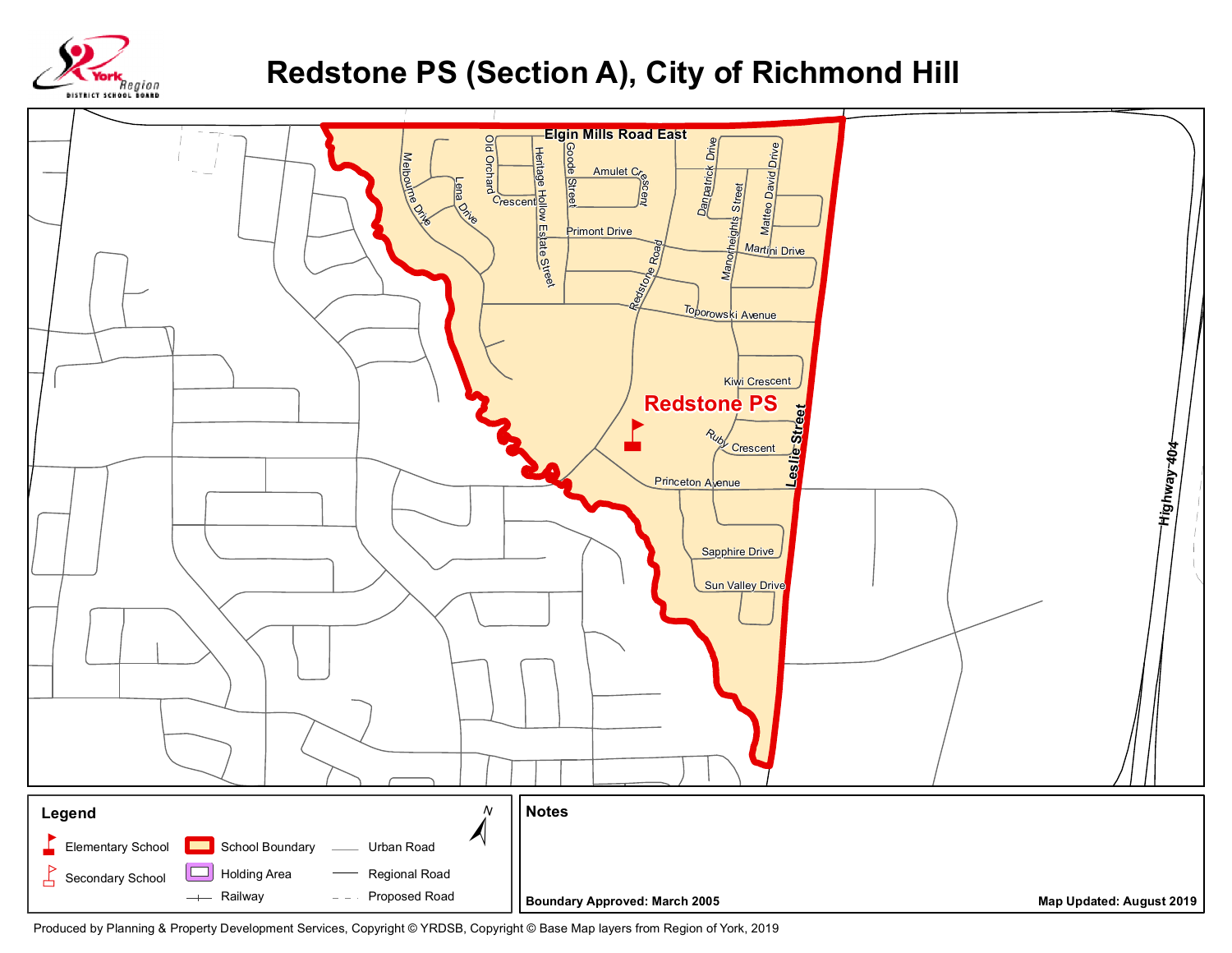# Redstone PS (Section A), City of Richmond Hill

York Region District School Board

Elgin Mills Road East

Melbourne Drive

Lena Drive

Old Orchard Crescent

Heritage Hollow Estate Street

Goode Street

Amulet Crescent

Danpatrick Drive

Manorheights Street

Matteo David Drive

Primont Drive

Martini Drive

Redstone Road

Toporowski Avenue

Kiwi Crescent

**Redstone PS**

Ruby Crescent

Leslie Street

Princeton Avenue

Sapphire Drive

Sun Valley Drive

Highway 404

**Legend**

- Elementary School
- Secondary School
- School Boundary
- Holding Area
- Railway
- Urban Road
- Regional Road
- Proposed Road

N

**Notes**

**Boundary Approved: March 2005**

**Map Updated: August 2019**

Produced by Planning & Property Development Services, Copyright © YRDSB, Copyright © Base Map layers from Region of York, 2019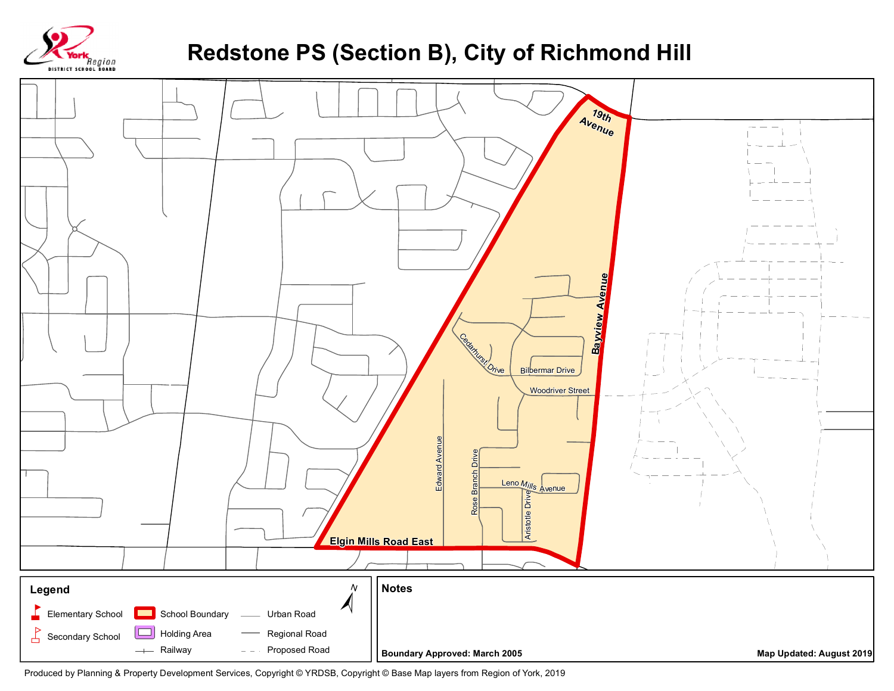# Redstone PS (Section B), City of Richmond Hill

19th Avenue

Bayview Avenue

Cedarhurst Drive

Bilbermar Drive

Woodriver Street

Edward Avenue

Rose Branch Drive

Leno Mills Avenue

Aristotle Drive

Elgin Mills Road East

**Legend**

Elementary School

Secondary School

School Boundary

Holding Area

Railway

Urban Road

Regional Road

Proposed Road

**Notes**

**Boundary Approved: March 2005**

**Map Updated: August 2019**

Produced by Planning & Property Development Services, Copyright © YRDSB, Copyright © Base Map layers from Region of York, 2019